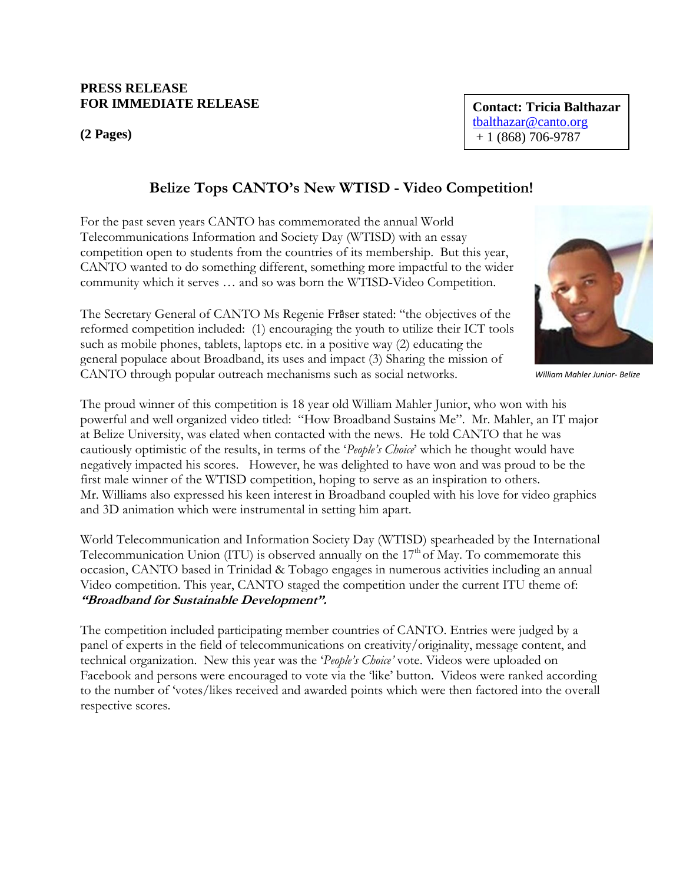**PRESS RELEASE**
**FOR IMMEDIATE RELEASE**

**(2 Pages)**

**Contact: Tricia Balthazar**
tbalthazar@canto.org
+ 1 (868) 706-9787

# Belize Tops CANTO's New WTISD - Video Competition!

For the past seven years CANTO has commemorated the annual World Telecommunications Information and Society Day (WTISD) with an essay competition open to students from the countries of its membership. But this year, CANTO wanted to do something different, something more impactful to the wider community which it serves … and so was born the WTISD-Video Competition.

The Secretary General of CANTO Ms Regenie Fräser stated: "the objectives of the reformed competition included: (1) encouraging the youth to utilize their ICT tools such as mobile phones, tablets, laptops etc. in a positive way (2) educating the general populace about Broadband, its uses and impact (3) Sharing the mission of CANTO through popular outreach mechanisms such as social networks.

*William Mahler Junior- Belize*

The proud winner of this competition is 18 year old William Mahler Junior, who won with his powerful and well organized video titled: "How Broadband Sustains Me". Mr. Mahler, an IT major at Belize University, was elated when contacted with the news. He told CANTO that he was cautiously optimistic of the results, in terms of the '*People's Choice*' which he thought would have negatively impacted his scores. However, he was delighted to have won and was proud to be the first male winner of the WTISD competition, hoping to serve as an inspiration to others. Mr. Williams also expressed his keen interest in Broadband coupled with his love for video graphics and 3D animation which were instrumental in setting him apart.

World Telecommunication and Information Society Day (WTISD) spearheaded by the International Telecommunication Union (ITU) is observed annually on the 17th of May. To commemorate this occasion, CANTO based in Trinidad & Tobago engages in numerous activities including an annual Video competition. This year, CANTO staged the competition under the current ITU theme of: ***"Broadband for Sustainable Development".***

The competition included participating member countries of CANTO. Entries were judged by a panel of experts in the field of telecommunications on creativity/originality, message content, and technical organization. New this year was the '*People's Choice'* vote. Videos were uploaded on Facebook and persons were encouraged to vote via the 'like' button. Videos were ranked according to the number of 'votes/likes received and awarded points which were then factored into the overall respective scores.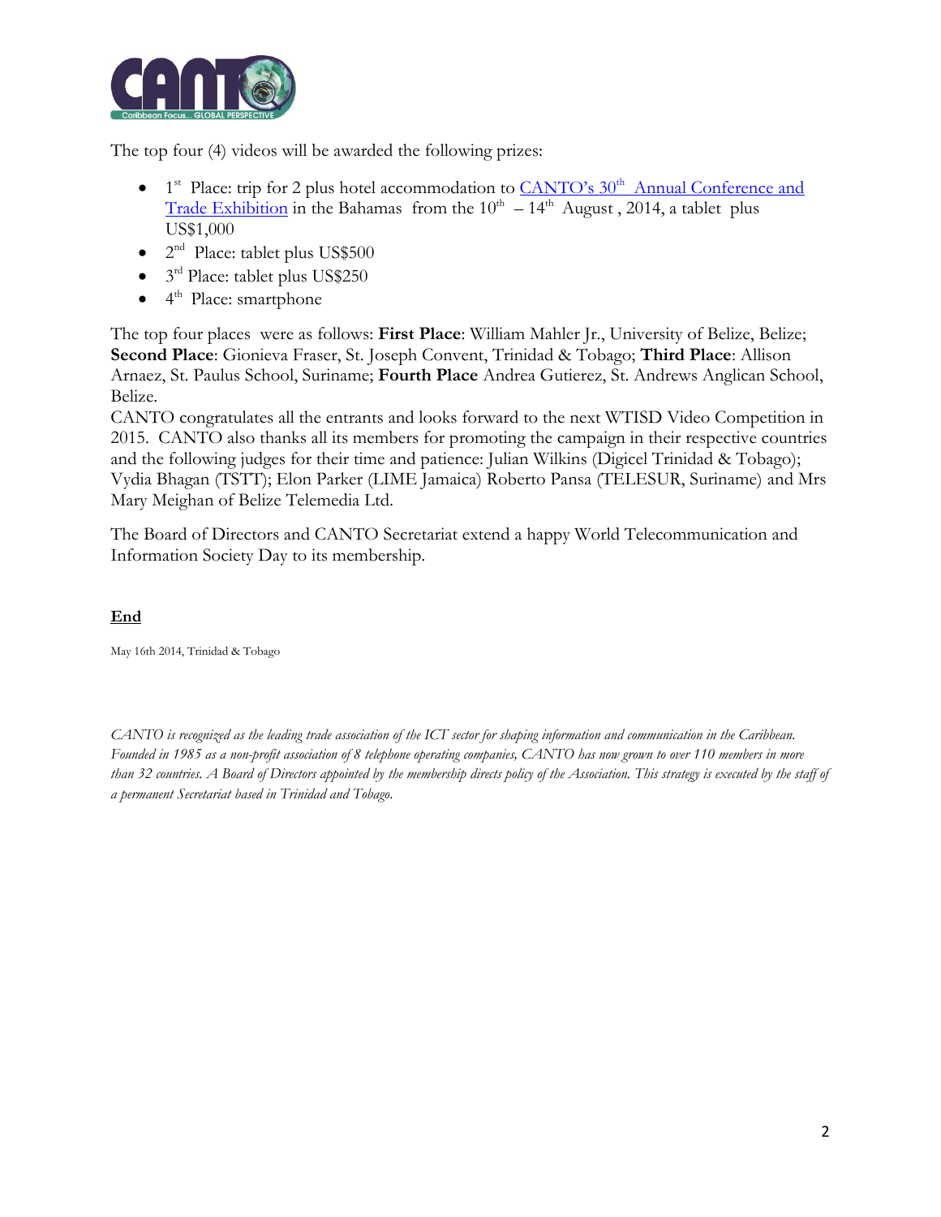The top four (4) videos will be awarded the following prizes:

- 1st Place: trip for 2 plus hotel accommodation to CANTO's 30th Annual Conference and Trade Exhibition in the Bahamas from the 10th – 14th August , 2014, a tablet plus US$1,000
- 2nd Place: tablet plus US$500
- 3rd Place: tablet plus US$250
- 4th Place: smartphone

The top four places were as follows: **First Place**: William Mahler Jr., University of Belize, Belize; **Second Place**: Gionieva Fraser, St. Joseph Convent, Trinidad & Tobago; **Third Place**: Allison Arnaez, St. Paulus School, Suriname; **Fourth Place** Andrea Gutierez, St. Andrews Anglican School, Belize.

CANTO congratulates all the entrants and looks forward to the next WTISD Video Competition in 2015. CANTO also thanks all its members for promoting the campaign in their respective countries and the following judges for their time and patience: Julian Wilkins (Digicel Trinidad & Tobago); Vydia Bhagan (TSTT); Elon Parker (LIME Jamaica) Roberto Pansa (TELESUR, Suriname) and Mrs Mary Meighan of Belize Telemedia Ltd.

The Board of Directors and CANTO Secretariat extend a happy World Telecommunication and Information Society Day to its membership.

**End**

May 16th 2014, Trinidad & Tobago

*CANTO is recognized as the leading trade association of the ICT sector for shaping information and communication in the Caribbean. Founded in 1985 as a non-profit association of 8 telephone operating companies, CANTO has now grown to over 110 members in more than 32 countries. A Board of Directors appointed by the membership directs policy of the Association. This strategy is executed by the staff of a permanent Secretariat based in Trinidad and Tobago.*